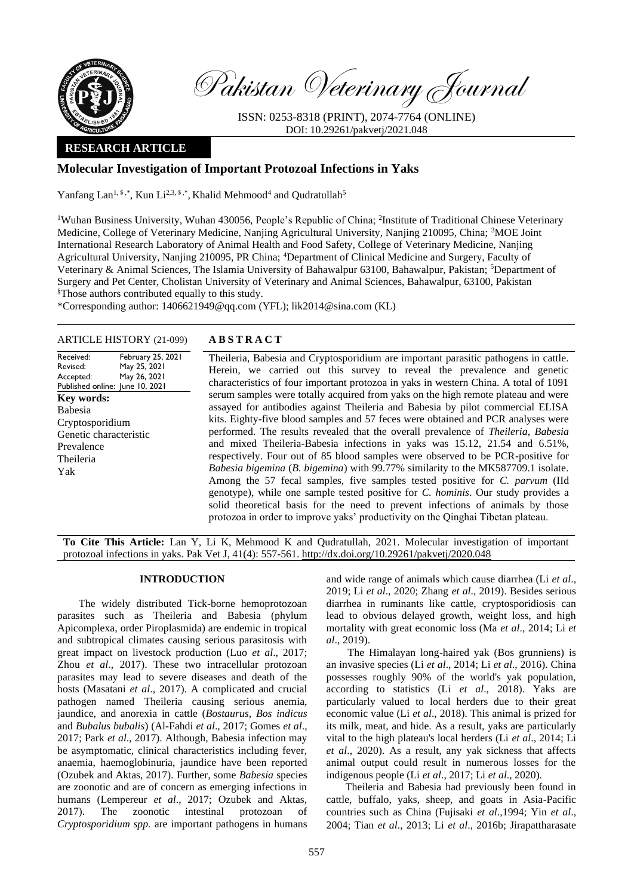Pakistan Veterinary Journal

ISSN: 0253-8318 (PRINT), 2074-7764 (ONLINE)
DOI: 10.29261/pakvetj/2021.048

**RESEARCH ARTICLE**

# Molecular Investigation of Important Protozoal Infections in Yaks

Yanfang Lan[1,§,*], Kun Li[2,3,§,*], Khalid Mehmood[4] and Qudratullah[5]

[1]Wuhan Business University, Wuhan 430056, People's Republic of China; [2]Institute of Traditional Chinese Veterinary Medicine, College of Veterinary Medicine, Nanjing Agricultural University, Nanjing 210095, China; [3]MOE Joint International Research Laboratory of Animal Health and Food Safety, College of Veterinary Medicine, Nanjing Agricultural University, Nanjing 210095, PR China; [4]Department of Clinical Medicine and Surgery, Faculty of Veterinary & Animal Sciences, The Islamia University of Bahawalpur 63100, Bahawalpur, Pakistan; [5]Department of Surgery and Pet Center, Cholistan University of Veterinary and Animal Sciences, Bahawalpur, 63100, Pakistan
[§]Those authors contributed equally to this study.
*Corresponding author: 1406621949@qq.com (YFL); lik2014@sina.com (KL)

**ARTICLE HISTORY** (21-099)

| | |
|---|---|
| Received: | February 25, 2021 |
| Revised: | May 25, 2021 |
| Accepted: | May 26, 2021 |
| Published online: | June 10, 2021 |

**Key words:**
Babesia
Cryptosporidium
Genetic characteristic
Prevalence
Theileria
Yak

**ABSTRACT**

Theileria, Babesia and Cryptosporidium are important parasitic pathogens in cattle. Herein, we carried out this survey to reveal the prevalence and genetic characteristics of four important protozoa in yaks in western China. A total of 1091 serum samples were totally acquired from yaks on the high remote plateau and were assayed for antibodies against Theileria and Babesia by pilot commercial ELISA kits. Eighty-five blood samples and 57 feces were obtained and PCR analyses were performed. The results revealed that the overall prevalence of *Theileria*, *Babesia* and mixed Theileria-Babesia infections in yaks was 15.12, 21.54 and 6.51%, respectively. Four out of 85 blood samples were observed to be PCR-positive for *Babesia bigemina* (*B. bigemina*) with 99.77% similarity to the MK587709.1 isolate. Among the 57 fecal samples, five samples tested positive for *C. parvum* (IId genotype), while one sample tested positive for *C. hominis*. Our study provides a solid theoretical basis for the need to prevent infections of animals by those protozoa in order to improve yaks' productivity on the Qinghai Tibetan plateau.

**To Cite This Article:** Lan Y, Li K, Mehmood K and Qudratullah, 2021. Molecular investigation of important protozoal infections in yaks. Pak Vet J, 41(4): 557-561. http://dx.doi.org/10.29261/pakvetj/2020.048

## INTRODUCTION

The widely distributed Tick-borne hemoprotozoan parasites such as Theileria and Babesia (phylum Apicomplexa, order Piroplasmida) are endemic in tropical and subtropical climates causing serious parasitosis with great impact on livestock production (Luo *et al*., 2017; Zhou *et al*., 2017). These two intracellular protozoan parasites may lead to severe diseases and death of the hosts (Masatani *et al*., 2017). A complicated and crucial pathogen named Theileria causing serious anemia, jaundice, and anorexia in cattle (*Bostaurus*, *Bos indicus* and *Bubalus bubalis*) (Al-Fahdi *et al*., 2017; Gomes *et al*., 2017; Park *et al*., 2017). Although, Babesia infection may be asymptomatic, clinical characteristics including fever, anaemia, haemoglobinuria, jaundice have been reported (Ozubek and Aktas, 2017). Further, some *Babesia* species are zoonotic and are of concern as emerging infections in humans (Lempereur *et al*., 2017; Ozubek and Aktas, 2017). The zoonotic intestinal protozoan of *Cryptosporidium spp.* are important pathogens in humans and wide range of animals which cause diarrhea (Li *et al*., 2019; Li *et al*., 2020; Zhang *et al*., 2019). Besides serious diarrhea in ruminants like cattle, cryptosporidiosis can lead to obvious delayed growth, weight loss, and high mortality with great economic loss (Ma *et al*., 2014; Li *et al*., 2019).

The Himalayan long-haired yak (Bos grunniens) is an invasive species (Li *et al*., 2014; Li *et al*., 2016). China possesses roughly 90% of the world's yak population, according to statistics (Li *et al*., 2018). Yaks are particularly valued to local herders due to their great economic value (Li *et al*., 2018). This animal is prized for its milk, meat, and hide. As a result, yaks are particularly vital to the high plateau's local herders (Li *et al*., 2014; Li *et al*., 2020). As a result, any yak sickness that affects animal output could result in numerous losses for the indigenous people (Li *et al*., 2017; Li *et al*., 2020).

Theileria and Babesia had previously been found in cattle, buffalo, yaks, sheep, and goats in Asia-Pacific countries such as China (Fujisaki *et al*.,1994; Yin *et al*., 2004; Tian *et al*., 2013; Li *et al*., 2016b; Jirapattharasate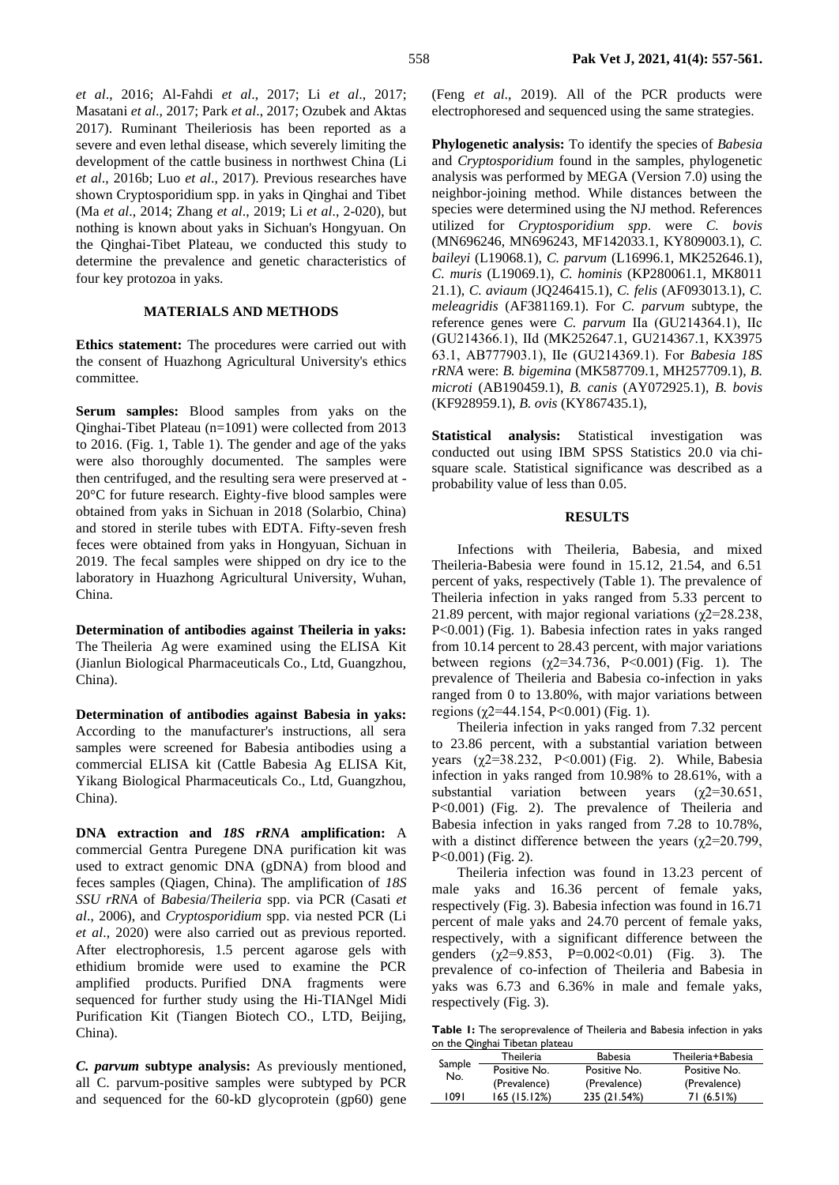*et al*., 2016; Al-Fahdi *et al*., 2017; Li *et al*., 2017; Masatani *et al*., 2017; Park *et al*., 2017; Ozubek and Aktas 2017). Ruminant Theileriosis has been reported as a severe and even lethal disease, which severely limiting the development of the cattle business in northwest China (Li *et al*., 2016b; Luo *et al*., 2017). Previous researches have shown Cryptosporidium spp. in yaks in Qinghai and Tibet (Ma *et al*., 2014; Zhang *et al*., 2019; Li *et al*., 2-020), but nothing is known about yaks in Sichuan's Hongyuan. On the Qinghai-Tibet Plateau, we conducted this study to determine the prevalence and genetic characteristics of four key protozoa in yaks.

## MATERIALS AND METHODS

**Ethics statement:** The procedures were carried out with the consent of Huazhong Agricultural University's ethics committee.

**Serum samples:** Blood samples from yaks on the Qinghai-Tibet Plateau (n=1091) were collected from 2013 to 2016. (Fig. 1, Table 1). The gender and age of the yaks were also thoroughly documented. The samples were then centrifuged, and the resulting sera were preserved at -20°C for future research. Eighty-five blood samples were obtained from yaks in Sichuan in 2018 (Solarbio, China) and stored in sterile tubes with EDTA. Fifty-seven fresh feces were obtained from yaks in Hongyuan, Sichuan in 2019. The fecal samples were shipped on dry ice to the laboratory in Huazhong Agricultural University, Wuhan, China.

**Determination of antibodies against Theileria in yaks:** The Theileria Ag were examined using the ELISA Kit (Jianlun Biological Pharmaceuticals Co., Ltd, Guangzhou, China).

**Determination of antibodies against Babesia in yaks:** According to the manufacturer's instructions, all sera samples were screened for Babesia antibodies using a commercial ELISA kit (Cattle Babesia Ag ELISA Kit, Yikang Biological Pharmaceuticals Co., Ltd, Guangzhou, China).

**DNA extraction and *18S rRNA* amplification:** A commercial Gentra Puregene DNA purification kit was used to extract genomic DNA (gDNA) from blood and feces samples (Qiagen, China). The amplification of *18S SSU rRNA* of *Babesia*/*Theileria* spp. via PCR (Casati *et al*., 2006), and *Cryptosporidium* spp. via nested PCR (Li *et al*., 2020) were also carried out as previous reported. After electrophoresis, 1.5 percent agarose gels with ethidium bromide were used to examine the PCR amplified products. Purified DNA fragments were sequenced for further study using the Hi-TIANgel Midi Purification Kit (Tiangen Biotech CO., LTD, Beijing, China).

***C. parvum* subtype analysis:** As previously mentioned, all C. parvum-positive samples were subtyped by PCR and sequenced for the 60-kD glycoprotein (gp60) gene (Feng *et al*., 2019). All of the PCR products were electrophoresed and sequenced using the same strategies.

**Phylogenetic analysis:** To identify the species of *Babesia* and *Cryptosporidium* found in the samples, phylogenetic analysis was performed by MEGA (Version 7.0) using the neighbor-joining method. While distances between the species were determined using the NJ method. References utilized for *Cryptosporidium spp*. were *C. bovis* (MN696246, MN696243, MF142033.1, KY809003.1), *C. baileyi* (L19068.1), *C. parvum* (L16996.1, MK252646.1), *C. muris* (L19069.1), *C. hominis* (KP280061.1, MK801121.1), *C. aviaum* (JQ246415.1), *C. felis* (AF093013.1), *C. meleagridis* (AF381169.1). For *C. parvum* subtype, the reference genes were *C. parvum* IIa (GU214364.1), IIc (GU214366.1), IId (MK252647.1, GU214367.1, KX397563.1, AB777903.1), IIe (GU214369.1). For *Babesia 18S rRNA* were: *B. bigemina* (MK587709.1, MH257709.1), *B. microti* (AB190459.1), *B. canis* (AY072925.1), *B. bovis* (KF928959.1), *B. ovis* (KY867435.1),

**Statistical analysis:** Statistical investigation was conducted out using IBM SPSS Statistics 20.0 via chi-square scale. Statistical significance was described as a probability value of less than 0.05.

## RESULTS

Infections with Theileria, Babesia, and mixed Theileria-Babesia were found in 15.12, 21.54, and 6.51 percent of yaks, respectively (Table 1). The prevalence of Theileria infection in yaks ranged from 5.33 percent to 21.89 percent, with major regional variations ($\chi2$=28.238, P<0.001) (Fig. 1). Babesia infection rates in yaks ranged from 10.14 percent to 28.43 percent, with major variations between regions ($\chi2$=34.736, P<0.001) (Fig. 1). The prevalence of Theileria and Babesia co-infection in yaks ranged from 0 to 13.80%, with major variations between regions ($\chi2$=44.154, P<0.001) (Fig. 1).

Theileria infection in yaks ranged from 7.32 percent to 23.86 percent, with a substantial variation between years ($\chi2$=38.232, P<0.001) (Fig. 2). While, Babesia infection in yaks ranged from 10.98% to 28.61%, with a substantial variation between years ($\chi2$=30.651, P<0.001) (Fig. 2). The prevalence of Theileria and Babesia infection in yaks ranged from 7.28 to 10.78%, with a distinct difference between the years ($\chi2$=20.799, P<0.001) (Fig. 2).

Theileria infection was found in 13.23 percent of male yaks and 16.36 percent of female yaks, respectively (Fig. 3). Babesia infection was found in 16.71 percent of male yaks and 24.70 percent of female yaks, respectively, with a significant difference between the genders ($\chi2$=9.853, P=0.002<0.01) (Fig. 3). The prevalence of co-infection of Theileria and Babesia in yaks was 6.73 and 6.36% in male and female yaks, respectively (Fig. 3).

**Table 1:** The seroprevalence of Theileria and Babesia infection in yaks on the Qinghai Tibetan plateau

| Sample No. | Theileria | Babesia | Theileria+Babesia |
|---|---|---|---|
| | Positive No. (Prevalence) | Positive No. (Prevalence) | Positive No. (Prevalence) |
| 1091 | 165 (15.12%) | 235 (21.54%) | 71 (6.51%) |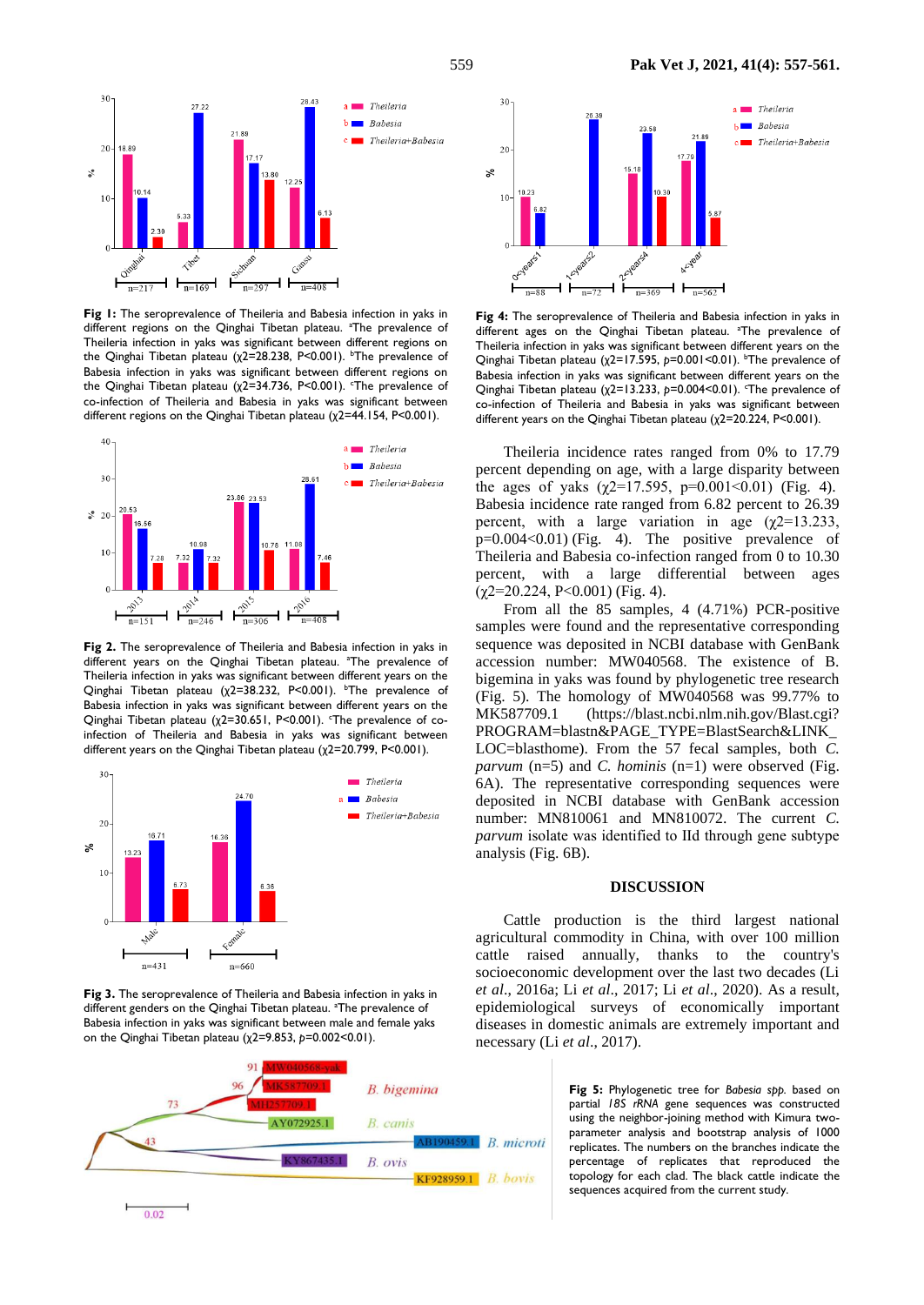**Fig 1:** The seroprevalence of Theileria and Babesia infection in yaks in different regions on the Qinghai Tibetan plateau. [a]The prevalence of Theileria infection in yaks was significant between different regions on the Qinghai Tibetan plateau ($\chi2$=28.238, P<0.001). [b]The prevalence of Babesia infection in yaks was significant between different regions on the Qinghai Tibetan plateau ($\chi2$=34.736, P<0.001). [c]The prevalence of co-infection of Theileria and Babesia in yaks was significant between different regions on the Qinghai Tibetan plateau ($\chi2$=44.154, P<0.001).

**Fig 2.** The seroprevalence of Theileria and Babesia infection in yaks in different years on the Qinghai Tibetan plateau. [a]The prevalence of Theileria infection in yaks was significant between different years on the Qinghai Tibetan plateau ($\chi2$=38.232, P<0.001). [b]The prevalence of Babesia infection in yaks was significant between different years on the Qinghai Tibetan plateau ($\chi2$=30.651, P<0.001). [c]The prevalence of co-infection of Theileria and Babesia in yaks was significant between different years on the Qinghai Tibetan plateau ($\chi2$=20.799, P<0.001).

**Fig 3.** The seroprevalence of Theileria and Babesia infection in yaks in different genders on the Qinghai Tibetan plateau. [a]The prevalence of Babesia infection in yaks was significant between male and female yaks on the Qinghai Tibetan plateau ($\chi2$=9.853, *p*=0.002<0.01).

**Fig 4:** The seroprevalence of Theileria and Babesia infection in yaks in different ages on the Qinghai Tibetan plateau. [a]The prevalence of Theileria infection in yaks was significant between different years on the Qinghai Tibetan plateau ($\chi2$=17.595, *p*=0.001<0.01). [b]The prevalence of Babesia infection in yaks was significant between different years on the Qinghai Tibetan plateau ($\chi2$=13.233, *p*=0.004<0.01). [c]The prevalence of co-infection of Theileria and Babesia in yaks was significant between different years on the Qinghai Tibetan plateau ($\chi2$=20.224, P<0.001).

Theileria incidence rates ranged from 0% to 17.79 percent depending on age, with a large disparity between the ages of yaks ($\chi2$=17.595, p=0.001<0.01) (Fig. 4). Babesia incidence rate ranged from 6.82 percent to 26.39 percent, with a large variation in age ($\chi2$=13.233, p=0.004<0.01) (Fig. 4). The positive prevalence of Theileria and Babesia co-infection ranged from 0 to 10.30 percent, with a large differential between ages ($\chi2$=20.224, P<0.001) (Fig. 4).

From all the 85 samples, 4 (4.71%) PCR-positive samples were found and the representative corresponding sequence was deposited in NCBI database with GenBank accession number: MW040568. The existence of B. bigemina in yaks was found by phylogenetic tree research (Fig. 5). The homology of MW040568 was 99.77% to MK587709.1 (https://blast.ncbi.nlm.nih.gov/Blast.cgi?PROGRAM=blastn&PAGE_TYPE=BlastSearch&LINK_LOC=blasthome). From the 57 fecal samples, both *C. parvum* (n=5) and *C. hominis* (n=1) were observed (Fig. 6A). The representative corresponding sequences were deposited in NCBI database with GenBank accession number: MN810061 and MN810072. The current *C. parvum* isolate was identified to IId through gene subtype analysis (Fig. 6B).

## DISCUSSION

Cattle production is the third largest national agricultural commodity in China, with over 100 million cattle raised annually, thanks to the country's socioeconomic development over the last two decades (Li *et al*., 2016a; Li *et al*., 2017; Li *et al*., 2020). As a result, epidemiological surveys of economically important diseases in domestic animals are extremely important and necessary (Li *et al*., 2017).

**Fig 5:** Phylogenetic tree for *Babesia spp.* based on partial *18S rRNA* gene sequences was constructed using the neighbor-joining method with Kimura two-parameter analysis and bootstrap analysis of 1000 replicates. The numbers on the branches indicate the percentage of replicates that reproduced the topology for each clad. The black cattle indicate the sequences acquired from the current study.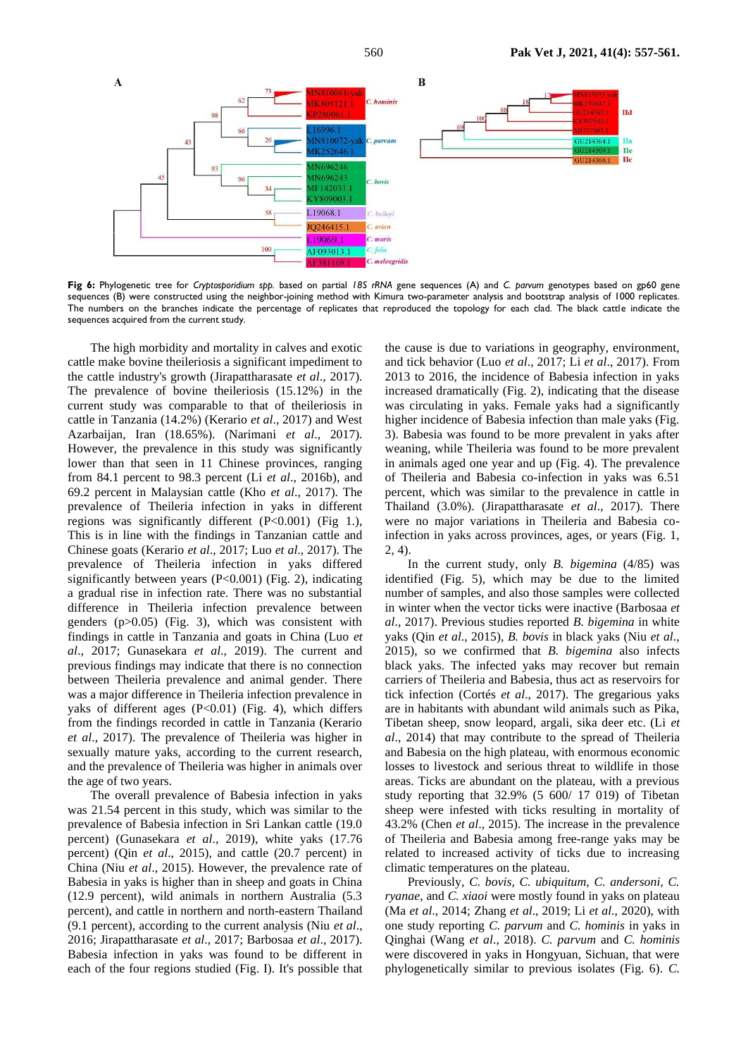**Fig 6:** Phylogenetic tree for *Cryptosporidium spp.* based on partial *18S rRNA* gene sequences (A) and *C. parvum* genotypes based on gp60 gene sequences (B) were constructed using the neighbor-joining method with Kimura two-parameter analysis and bootstrap analysis of 1000 replicates. The numbers on the branches indicate the percentage of replicates that reproduced the topology for each clad. The black cattle indicate the sequences acquired from the current study.

The high morbidity and mortality in calves and exotic cattle make bovine theileriosis a significant impediment to the cattle industry's growth (Jirapattharasate *et al*., 2017). The prevalence of bovine theileriosis (15.12%) in the current study was comparable to that of theileriosis in cattle in Tanzania (14.2%) (Kerario *et al*., 2017) and West Azarbaijan, Iran (18.65%). (Narimani *et al*., 2017). However, the prevalence in this study was significantly lower than that seen in 11 Chinese provinces, ranging from 84.1 percent to 98.3 percent (Li *et al*., 2016b), and 69.2 percent in Malaysian cattle (Kho *et al*., 2017). The prevalence of Theileria infection in yaks in different regions was significantly different (P<0.001) (Fig 1.), This is in line with the findings in Tanzanian cattle and Chinese goats (Kerario *et al*., 2017; Luo *et al*., 2017). The prevalence of Theileria infection in yaks differed significantly between years (P<0.001) (Fig. 2), indicating a gradual rise in infection rate. There was no substantial difference in Theileria infection prevalence between genders (p>0.05) (Fig. 3), which was consistent with findings in cattle in Tanzania and goats in China (Luo *et al*., 2017; Gunasekara *et al*., 2019). The current and previous findings may indicate that there is no connection between Theileria prevalence and animal gender. There was a major difference in Theileria infection prevalence in yaks of different ages (P<0.01) (Fig. 4), which differs from the findings recorded in cattle in Tanzania (Kerario *et al*., 2017). The prevalence of Theileria was higher in sexually mature yaks, according to the current research, and the prevalence of Theileria was higher in animals over the age of two years.

The overall prevalence of Babesia infection in yaks was 21.54 percent in this study, which was similar to the prevalence of Babesia infection in Sri Lankan cattle (19.0 percent) (Gunasekara *et al*., 2019), white yaks (17.76 percent) (Qin *et al*., 2015), and cattle (20.7 percent) in China (Niu *et al*., 2015). However, the prevalence rate of Babesia in yaks is higher than in sheep and goats in China (12.9 percent), wild animals in northern Australia (5.3 percent), and cattle in northern and north-eastern Thailand (9.1 percent), according to the current analysis (Niu *et al*., 2016; Jirapattharasate *et al*., 2017; Barbosaa *et al*., 2017). Babesia infection in yaks was found to be different in each of the four regions studied (Fig. I). It's possible that the cause is due to variations in geography, environment, and tick behavior (Luo *et al*., 2017; Li *et al*., 2017). From 2013 to 2016, the incidence of Babesia infection in yaks increased dramatically (Fig. 2), indicating that the disease was circulating in yaks. Female yaks had a significantly higher incidence of Babesia infection than male yaks (Fig. 3). Babesia was found to be more prevalent in yaks after weaning, while Theileria was found to be more prevalent in animals aged one year and up (Fig. 4). The prevalence of Theileria and Babesia co-infection in yaks was 6.51 percent, which was similar to the prevalence in cattle in Thailand (3.0%). (Jirapattharasate *et al*., 2017). There were no major variations in Theileria and Babesia co-infection in yaks across provinces, ages, or years (Fig. 1, 2, 4).

In the current study, only *B. bigemina* (4/85) was identified (Fig. 5), which may be due to the limited number of samples, and also those samples were collected in winter when the vector ticks were inactive (Barbosaa *et al*., 2017). Previous studies reported *B. bigemina* in white yaks (Qin *et al*., 2015), *B. bovis* in black yaks (Niu *et al*., 2015), so we confirmed that *B. bigemina* also infects black yaks. The infected yaks may recover but remain carriers of Theileria and Babesia, thus act as reservoirs for tick infection (Cortés *et al*., 2017). The gregarious yaks are in habitants with abundant wild animals such as Pika, Tibetan sheep, snow leopard, argali, sika deer etc. (Li *et al*., 2014) that may contribute to the spread of Theileria and Babesia on the high plateau, with enormous economic losses to livestock and serious threat to wildlife in those areas. Ticks are abundant on the plateau, with a previous study reporting that 32.9% (5 600/ 17 019) of Tibetan sheep were infested with ticks resulting in mortality of 43.2% (Chen *et al*., 2015). The increase in the prevalence of Theileria and Babesia among free-range yaks may be related to increased activity of ticks due to increasing climatic temperatures on the plateau.

Previously, *C. bovis*, *C. ubiquitum*, *C. andersoni*, *C. ryanae*, and *C. xiaoi* were mostly found in yaks on plateau (Ma *et al*., 2014; Zhang *et al*., 2019; Li *et al*., 2020), with one study reporting *C. parvum* and *C. hominis* in yaks in Qinghai (Wang *et al*., 2018). *C. parvum* and *C. hominis* were discovered in yaks in Hongyuan, Sichuan, that were phylogenetically similar to previous isolates (Fig. 6). *C.*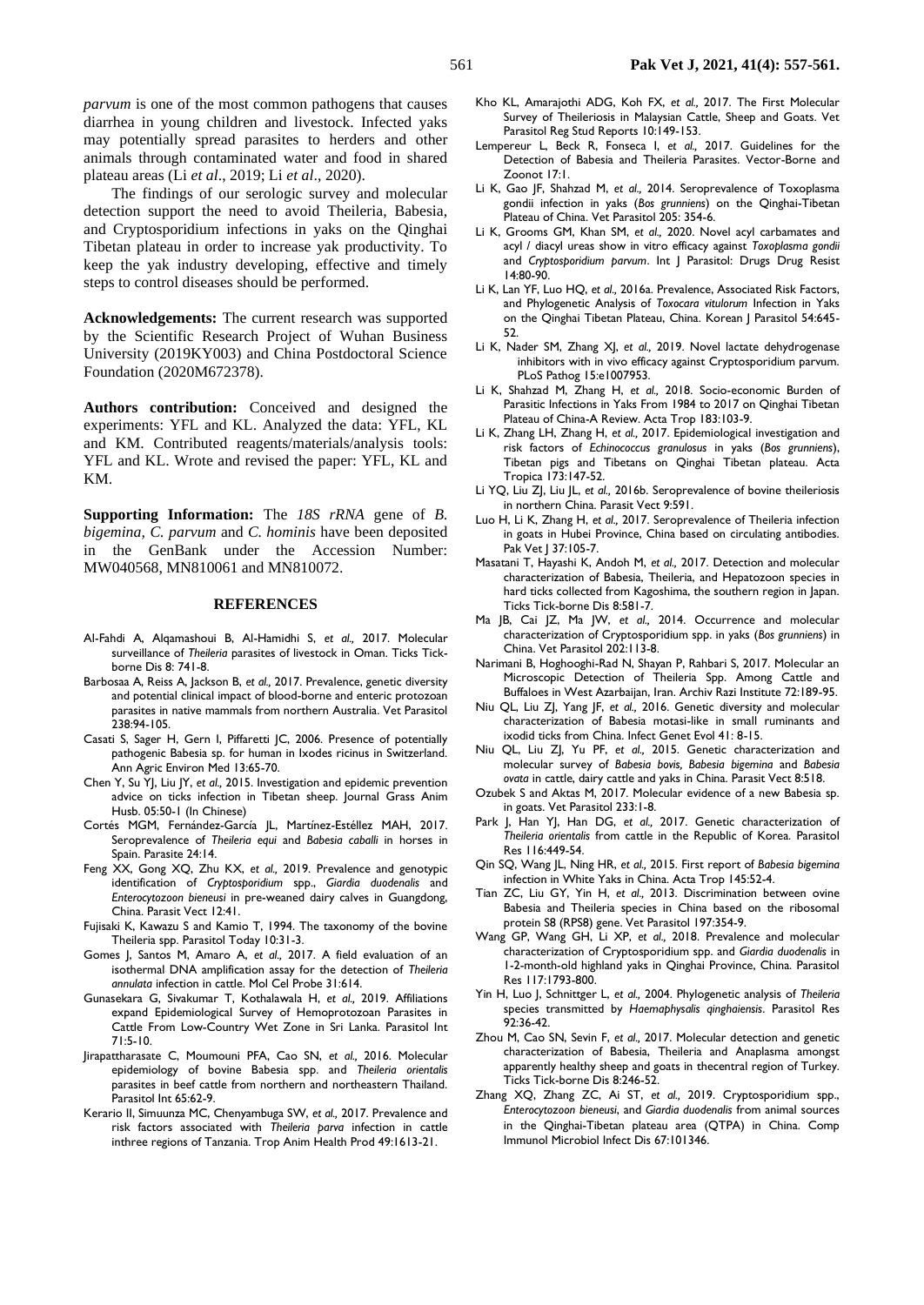*parvum* is one of the most common pathogens that causes diarrhea in young children and livestock. Infected yaks may potentially spread parasites to herders and other animals through contaminated water and food in shared plateau areas (Li *et al*., 2019; Li *et al*., 2020).

The findings of our serologic survey and molecular detection support the need to avoid Theileria, Babesia, and Cryptosporidium infections in yaks on the Qinghai Tibetan plateau in order to increase yak productivity. To keep the yak industry developing, effective and timely steps to control diseases should be performed.

**Acknowledgements:** The current research was supported by the Scientific Research Project of Wuhan Business University (2019KY003) and China Postdoctoral Science Foundation (2020M672378).

**Authors contribution:** Conceived and designed the experiments: YFL and KL. Analyzed the data: YFL, KL and KM. Contributed reagents/materials/analysis tools: YFL and KL. Wrote and revised the paper: YFL, KL and KM.

**Supporting Information:** The *18S rRNA* gene of *B. bigemina*, *C. parvum* and *C. hominis* have been deposited in the GenBank under the Accession Number: MW040568, MN810061 and MN810072.

## REFERENCES

Al-Fahdi A, Alqamashoui B, Al-Hamidhi S, *et al.,* 2017. Molecular surveillance of *Theileria* parasites of livestock in Oman. Ticks Tick-borne Dis 8: 741-8.

Barbosaa A, Reiss A, Jackson B, *et al.,* 2017. Prevalence, genetic diversity and potential clinical impact of blood-borne and enteric protozoan parasites in native mammals from northern Australia. Vet Parasitol 238:94-105.

Casati S, Sager H, Gern l, Piffaretti JC, 2006. Presence of potentially pathogenic Babesia sp. for human in Ixodes ricinus in Switzerland. Ann Agric Environ Med 13:65-70.

Chen Y, Su YJ, Liu JY, *et al.,* 2015. Investigation and epidemic prevention advice on ticks infection in Tibetan sheep. Journal Grass Anim Husb. 05:50-1 (In Chinese)

Cortés MGM, Hernández-García JL, Martínez-Estéllez MAH, 2017. Seroprevalence of *Theileria equi* and *Babesia caballi* in horses in Spain. Parasite 24:14.

Feng XX, Gong XQ, Zhu KX, *et al.,* 2019. Prevalence and genotypic identification of *Cryptosporidium* spp., *Giardia duodenalis* and *Enterocytozoon bieneusi* in pre-weaned dairy calves in Guangdong, China. Parasit Vect 12:41.

Fujisaki K, Kawazu S and Kamio T, 1994. The taxonomy of the bovine Theileria spp. Parasitol Today 10:31-3.

Gomes J, Santos M, Amaro A, *et al.,* 2017. A field evaluation of an isothermal DNA amplification assay for the detection of *Theileria annulata* infection in cattle. Mol Cel Probe 31:614.

Gunasekara G, Sivakumar T, Kothalawala H, *et al.,* 2019. Affiliations expand Epidemiological Survey of Hemoprotozoan Parasites in Cattle From Low-Country Wet Zone in Sri Lanka. Parasitol Int 71:5-10.

Jirapattharasate C, Moumouni PFA, Cao SN, *et al.,* 2016. Molecular epidemiology of bovine Babesia spp. and *Theileria orientalis* parasites in beef cattle from northern and northeastern Thailand. Parasitol Int 65:62-9.

Kerario II, Simuunza MC, Chenyambuga SW, *et al.,* 2017. Prevalence and risk factors associated with *Theileria parva* infection in cattle inthree regions of Tanzania. Trop Anim Health Prod 49:1613-21.

Kho KL, Amarajothi ADG, Koh FX, *et al.,* 2017. The First Molecular Survey of Theileriosis in Malaysian Cattle, Sheep and Goats. Vet Parasitol Reg Stud Reports 10:149-153.

Lempereur L, Beck R, Fonseca I, *et al.,* 2017. Guidelines for the Detection of Babesia and Theileria Parasites. Vector-Borne and Zoonot 17:1.

Li K, Gao JF, Shahzad M, *et al.,* 2014. Seroprevalence of Toxoplasma gondii infection in yaks (*Bos grunniens*) on the Qinghai-Tibetan Plateau of China. Vet Parasitol 205: 354-6.

Li K, Grooms GM, Khan SM, *et al.,* 2020. Novel acyl carbamates and acyl / diacyl ureas show in vitro efficacy against *Toxoplasma gondii* and *Cryptosporidium parvum*. Int J Parasitol: Drugs Drug Resist 14:80-90.

Li K, Lan YF, Luo HQ, *et al.,* 2016a. Prevalence, Associated Risk Factors, and Phylogenetic Analysis of *Toxocara vitulorum* Infection in Yaks on the Qinghai Tibetan Plateau, China. Korean J Parasitol 54:645-52.

Li K, Nader SM, Zhang XJ, *et al.,* 2019. Novel lactate dehydrogenase inhibitors with in vivo efficacy against Cryptosporidium parvum. PLoS Pathog 15:e1007953.

Li K, Shahzad M, Zhang H, *et al.,* 2018. Socio-economic Burden of Parasitic Infections in Yaks From 1984 to 2017 on Qinghai Tibetan Plateau of China-A Review. Acta Trop 183:103-9.

Li K, Zhang LH, Zhang H, *et al.,* 2017. Epidemiological investigation and risk factors of *Echinococcus granulosus* in yaks (*Bos grunniens*), Tibetan pigs and Tibetans on Qinghai Tibetan plateau. Acta Tropica 173:147-52.

Li YQ, Liu ZJ, Liu JL, *et al.,* 2016b. Seroprevalence of bovine theileriosis in northern China. Parasit Vect 9:591.

Luo H, Li K, Zhang H, *et al.,* 2017. Seroprevalence of Theileria infection in goats in Hubei Province, China based on circulating antibodies. Pak Vet J 37:105-7.

Masatani T, Hayashi K, Andoh M, *et al.,* 2017. Detection and molecular characterization of Babesia, Theileria, and Hepatozoon species in hard ticks collected from Kagoshima, the southern region in Japan. Ticks Tick-borne Dis 8:581-7.

Ma JB, Cai JZ, Ma JW, *et al.,* 2014. Occurrence and molecular characterization of Cryptosporidium spp. in yaks (*Bos grunniens*) in China. Vet Parasitol 202:113-8.

Narimani B, Hoghooghi-Rad N, Shayan P, Rahbari S, 2017. Molecular an Microscopic Detection of Theileria Spp. Among Cattle and Buffaloes in West Azarbaijan, Iran. Archiv Razi Institute 72:189-95.

Niu QL, Liu ZJ, Yang JF, *et al.,* 2016. Genetic diversity and molecular characterization of Babesia motasi-like in small ruminants and ixodid ticks from China. Infect Genet Evol 41: 8-15.

Niu QL, Liu ZJ, Yu PF, *et al.,* 2015. Genetic characterization and molecular survey of *Babesia bovis*, *Babesia bigemina* and *Babesia ovata* in cattle, dairy cattle and yaks in China. Parasit Vect 8:518.

Ozubek S and Aktas M, 2017. Molecular evidence of a new Babesia sp. in goats. Vet Parasitol 233:1-8.

Park J, Han YJ, Han DG, *et al.,* 2017. Genetic characterization of *Theileria orientalis* from cattle in the Republic of Korea. Parasitol Res 116:449-54.

Qin SQ, Wang JL, Ning HR, *et al.,* 2015. First report of *Babesia bigemina* infection in White Yaks in China. Acta Trop 145:52-4.

Tian ZC, Liu GY, Yin H, *et al.,* 2013. Discrimination between ovine Babesia and Theileria species in China based on the ribosomal protein S8 (RPS8) gene. Vet Parasitol 197:354-9.

Wang GP, Wang GH, Li XP, *et al.,* 2018. Prevalence and molecular characterization of Cryptosporidium spp. and *Giardia duodenalis* in 1-2-month-old highland yaks in Qinghai Province, China. Parasitol Res 117:1793-800.

Yin H, Luo J, Schnittger L, *et al.,* 2004. Phylogenetic analysis of *Theileria* species transmitted by *Haemaphysalis qinghaiensis*. Parasitol Res 92:36-42.

Zhou M, Cao SN, Sevin F, *et al.,* 2017. Molecular detection and genetic characterization of Babesia, Theileria and Anaplasma amongst apparently healthy sheep and goats in thecentral region of Turkey. Ticks Tick-borne Dis 8:246-52.

Zhang XQ, Zhang ZC, Ai ST, *et al.,* 2019. Cryptosporidium spp., *Enterocytozoon bieneusi*, and *Giardia duodenalis* from animal sources in the Qinghai-Tibetan plateau area (QTPA) in China. Comp Immunol Microbiol Infect Dis 67:101346.